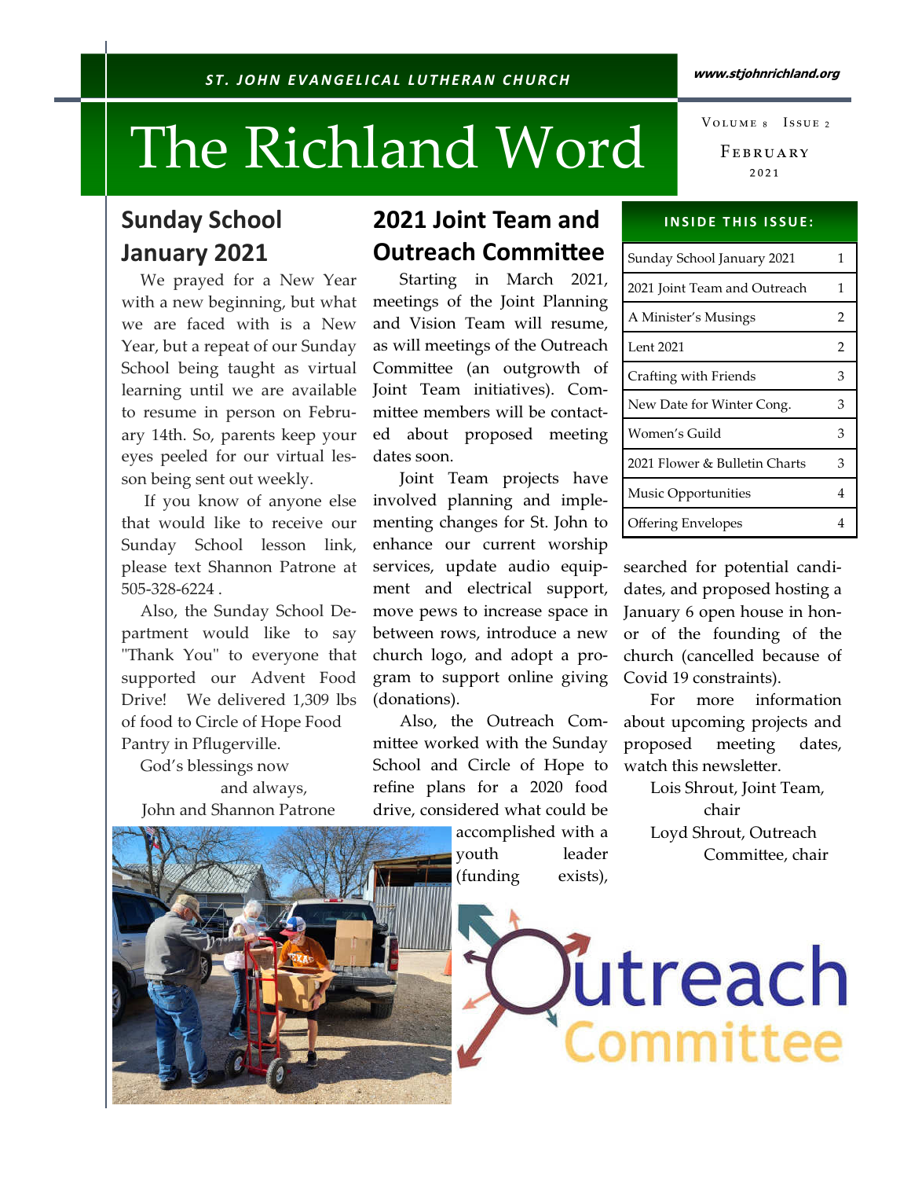ST. JOHN EVANGELICAL LUTHERAN CHURCH

www.stjohnrichland.org

# The Richland Word

Volume 8 Issue 2

February 2021

## Sunday School January 2021

We prayed for a New Year with a new beginning, but what we are faced with is a New Year, but a repeat of our Sunday School being taught as virtual learning until we are available to resume in person on February 14th. So, parents keep your eyes peeled for our virtual lesson being sent out weekly.

If you know of anyone else that would like to receive our Sunday School lesson link, please text Shannon Patrone at 505-328-6224 .

Also, the Sunday School Department would like to say "Thank You" to everyone that supported our Advent Food Drive! We delivered 1,309 lbs of food to Circle of Hope Food Pantry in Pflugerville.

God's blessings now
and always,
John and Shannon Patrone

## 2021 Joint Team and Outreach Committee

Starting in March 2021, meetings of the Joint Planning and Vision Team will resume, as will meetings of the Outreach Committee (an outgrowth of Joint Team initiatives). Committee members will be contacted about proposed meeting dates soon.

Joint Team projects have involved planning and implementing changes for St. John to enhance our current worship services, update audio equipment and electrical support, move pews to increase space in between rows, introduce a new church logo, and adopt a program to support online giving (donations).

Also, the Outreach Committee worked with the Sunday School and Circle of Hope to refine plans for a 2020 food drive, considered what could be accomplished with a youth leader (funding exists), searched for potential candidates, and proposed hosting a January 6 open house in honor of the founding of the church (cancelled because of Covid 19 constraints).

For more information about upcoming projects and proposed meeting dates, watch this newsletter.

Lois Shrout, Joint Team, chair
Loyd Shrout, Outreach Committee, chair

| INSIDE THIS ISSUE: | |
|---|---|
| Sunday School January 2021 | 1 |
| 2021 Joint Team and Outreach | 1 |
| A Minister's Musings | 2 |
| Lent 2021 | 2 |
| Crafting with Friends | 3 |
| New Date for Winter Cong. | 3 |
| Women's Guild | 3 |
| 2021 Flower & Bulletin Charts | 3 |
| Music Opportunities | 4 |
| Offering Envelopes | 4 |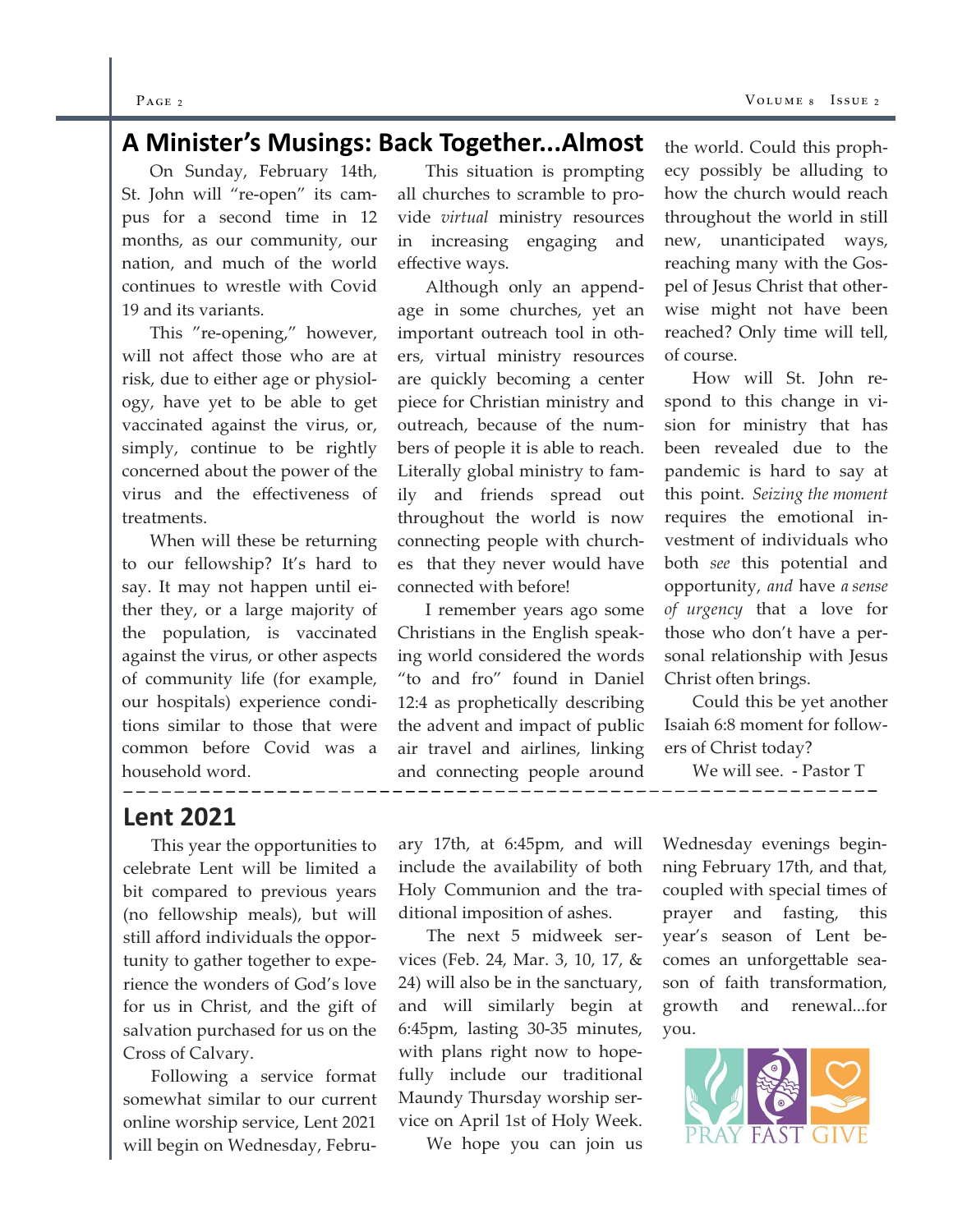## A Minister's Musings: Back Together...Almost

On Sunday, February 14th, St. John will "re-open" its campus for a second time in 12 months, as our community, our nation, and much of the world continues to wrestle with Covid 19 and its variants.

This "re-opening," however, will not affect those who are at risk, due to either age or physiology, have yet to be able to get vaccinated against the virus, or, simply, continue to be rightly concerned about the power of the virus and the effectiveness of treatments.

When will these be returning to our fellowship? It's hard to say. It may not happen until either they, or a large majority of the population, is vaccinated against the virus, or other aspects of community life (for example, our hospitals) experience conditions similar to those that were common before Covid was a household word.

This situation is prompting all churches to scramble to provide *virtual* ministry resources in increasing engaging and effective ways.

Although only an appendage in some churches, yet an important outreach tool in others, virtual ministry resources are quickly becoming a center piece for Christian ministry and outreach, because of the numbers of people it is able to reach. Literally global ministry to family and friends spread out throughout the world is now connecting people with churches that they never would have connected with before!

I remember years ago some Christians in the English speaking world considered the words "to and fro" found in Daniel 12:4 as prophetically describing the advent and impact of public air travel and airlines, linking and connecting people around the world. Could this prophecy possibly be alluding to how the church would reach throughout the world in still new, unanticipated ways, reaching many with the Gospel of Jesus Christ that otherwise might not have been reached? Only time will tell, of course.

How will St. John respond to this change in vision for ministry that has been revealed due to the pandemic is hard to say at this point. *Seizing the moment* requires the emotional investment of individuals who both *see* this potential and opportunity, *and* have *a sense of urgency* that a love for those who don't have a personal relationship with Jesus Christ often brings.

Could this be yet another Isaiah 6:8 moment for followers of Christ today?

We will see. - Pastor T

## Lent 2021

This year the opportunities to celebrate Lent will be limited a bit compared to previous years (no fellowship meals), but will still afford individuals the opportunity to gather together to experience the wonders of God's love for us in Christ, and the gift of salvation purchased for us on the Cross of Calvary.

Following a service format somewhat similar to our current online worship service, Lent 2021 will begin on Wednesday, February 17th, at 6:45pm, and will include the availability of both Holy Communion and the traditional imposition of ashes.

The next 5 midweek services (Feb. 24, Mar. 3, 10, 17, & 24) will also be in the sanctuary, and will similarly begin at 6:45pm, lasting 30-35 minutes, with plans right now to hopefully include our traditional Maundy Thursday worship service on April 1st of Holy Week.

We hope you can join us Wednesday evenings beginning February 17th, and that, coupled with special times of prayer and fasting, this year's season of Lent becomes an unforgettable season of faith transformation, growth and renewal...for you.

PRAY FAST GIVE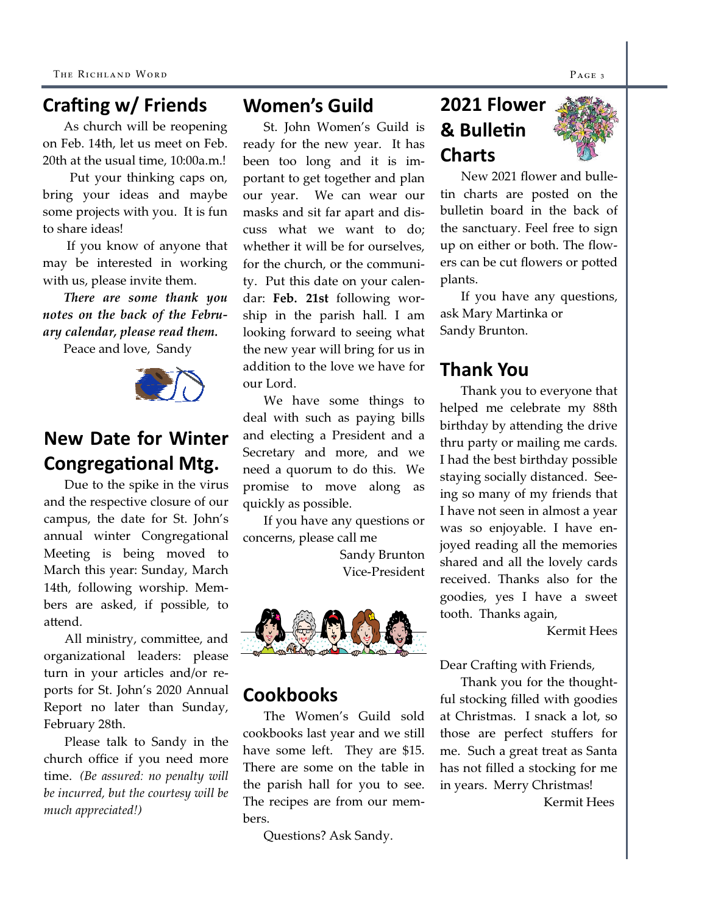## Crafting w/ Friends

As church will be reopening on Feb. 14th, let us meet on Feb. 20th at the usual time, 10:00a.m.!

Put your thinking caps on, bring your ideas and maybe some projects with you. It is fun to share ideas!

If you know of anyone that may be interested in working with us, please invite them.

***There are some thank you notes on the back of the February calendar, please read them.***

Peace and love, Sandy

## New Date for Winter Congregational Mtg.

Due to the spike in the virus and the respective closure of our campus, the date for St. John's annual winter Congregational Meeting is being moved to March this year: Sunday, March 14th, following worship. Members are asked, if possible, to attend.

All ministry, committee, and organizational leaders: please turn in your articles and/or reports for St. John's 2020 Annual Report no later than Sunday, February 28th.

Please talk to Sandy in the church office if you need more time. *(Be assured: no penalty will be incurred, but the courtesy will be much appreciated!)*

## Women's Guild

St. John Women's Guild is ready for the new year. It has been too long and it is important to get together and plan our year. We can wear our masks and sit far apart and discuss what we want to do; whether it will be for ourselves, for the church, or the community. Put this date on your calendar: **Feb. 21st** following worship in the parish hall. I am looking forward to seeing what the new year will bring for us in addition to the love we have for our Lord.

We have some things to deal with such as paying bills and electing a President and a Secretary and more, and we need a quorum to do this. We promise to move along as quickly as possible.

If you have any questions or concerns, please call me

Sandy Brunton
Vice-President

## Cookbooks

The Women's Guild sold cookbooks last year and we still have some left. They are $15. There are some on the table in the parish hall for you to see. The recipes are from our members.

Questions? Ask Sandy.

## 2021 Flower & Bulletin Charts

New 2021 flower and bulletin charts are posted on the bulletin board in the back of the sanctuary. Feel free to sign up on either or both. The flowers can be cut flowers or potted plants.

If you have any questions, ask Mary Martinka or Sandy Brunton.

## Thank You

Thank you to everyone that helped me celebrate my 88th birthday by attending the drive thru party or mailing me cards. I had the best birthday possible staying socially distanced. Seeing so many of my friends that I have not seen in almost a year was so enjoyable. I have enjoyed reading all the memories shared and all the lovely cards received. Thanks also for the goodies, yes I have a sweet tooth. Thanks again,

Kermit Hees

Dear Crafting with Friends,

Thank you for the thoughtful stocking filled with goodies at Christmas. I snack a lot, so those are perfect stuffers for me. Such a great treat as Santa has not filled a stocking for me in years. Merry Christmas!

Kermit Hees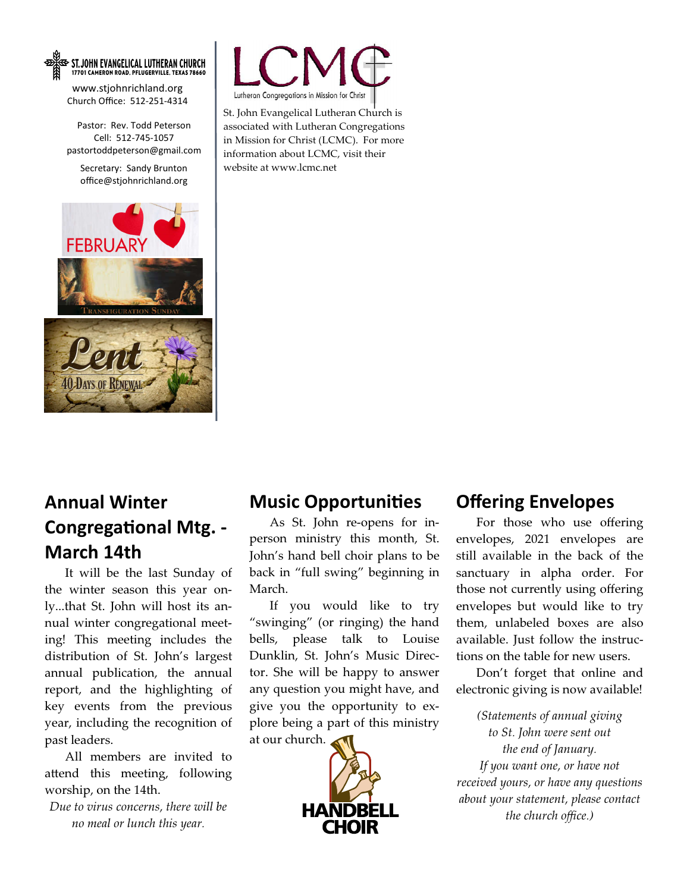ST. JOHN EVANGELICAL LUTHERAN CHURCH
17701 CAMERON ROAD, PFLUGERVILLE, TEXAS 78660

www.stjohnrichland.org
Church Office: 512-251-4314

Pastor: Rev. Todd Peterson
Cell: 512-745-1057
pastortoddpeterson@gmail.com

Secretary: Sandy Brunton
office@stjohnrichland.org

FEBRUARY

TRANSFIGURATION SUNDAY

Lent
40 DAYS OF RENEWAL

LCMC
Lutheran Congregations in Mission for Christ

St. John Evangelical Lutheran Church is associated with Lutheran Congregations in Mission for Christ (LCMC). For more information about LCMC, visit their website at www.lcmc.net

## Annual Winter Congregational Mtg. - March 14th

It will be the last Sunday of the winter season this year only...that St. John will host its annual winter congregational meeting! This meeting includes the distribution of St. John's largest annual publication, the annual report, and the highlighting of key events from the previous year, including the recognition of past leaders.

All members are invited to attend this meeting, following worship, on the 14th.

*Due to virus concerns, there will be no meal or lunch this year.*

## Music Opportunities

As St. John re-opens for in-person ministry this month, St. John's hand bell choir plans to be back in "full swing" beginning in March.

If you would like to try "swinging" (or ringing) the hand bells, please talk to Louise Dunklin, St. John's Music Director. She will be happy to answer any question you might have, and give you the opportunity to explore being a part of this ministry at our church.

HANDBELL CHOIR

## Offering Envelopes

For those who use offering envelopes, 2021 envelopes are still available in the back of the sanctuary in alpha order. For those not currently using offering envelopes but would like to try them, unlabeled boxes are also available. Just follow the instructions on the table for new users.

Don't forget that online and electronic giving is now available!

*(Statements of annual giving to St. John were sent out the end of January. If you want one, or have not received yours, or have any questions about your statement, please contact the church office.)*